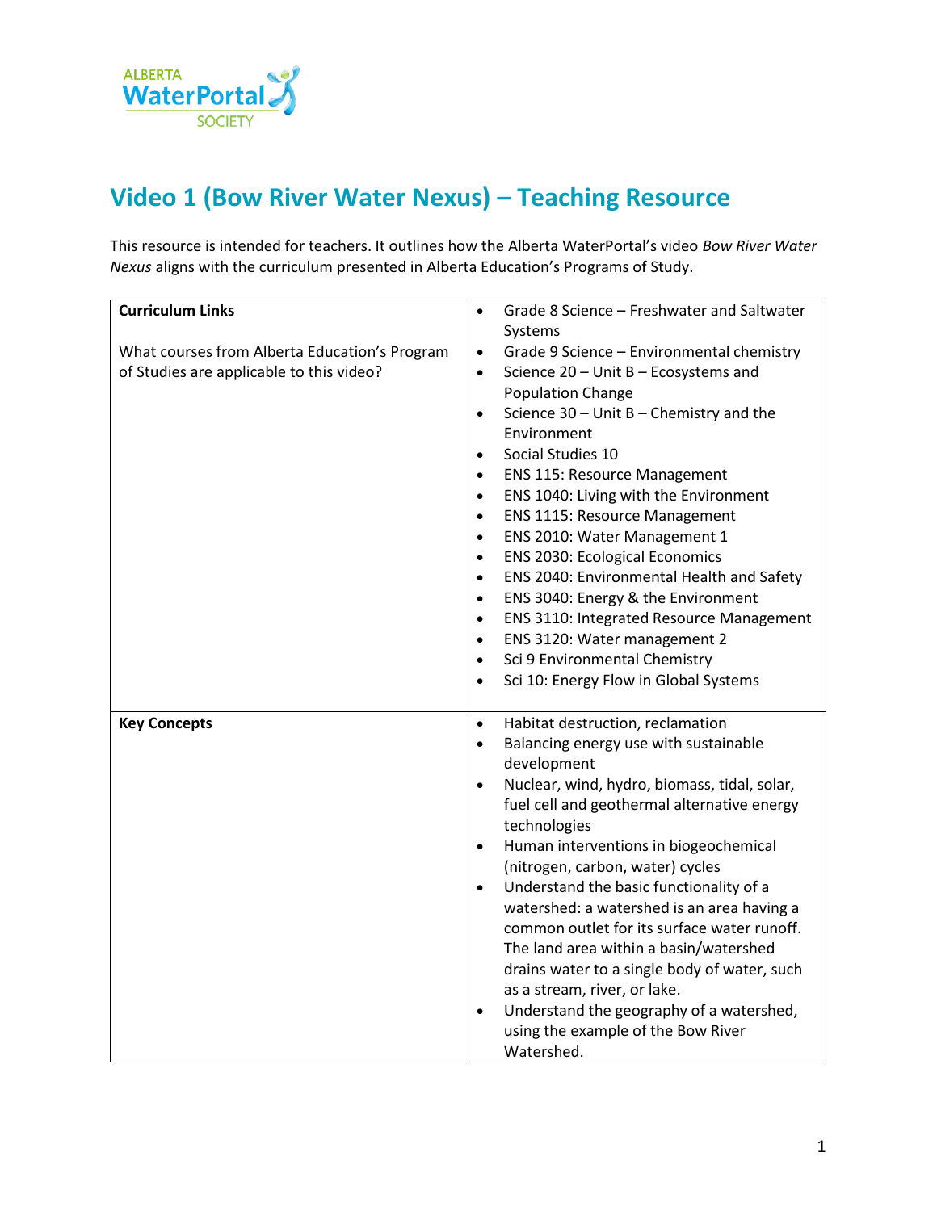# Video 1 (Bow River Water Nexus) – Teaching Resource

This resource is intended for teachers. It outlines how the Alberta WaterPortal's video *Bow River Water Nexus* aligns with the curriculum presented in Alberta Education's Programs of Study.

| | |
|---|---|
| **Curriculum Links**<br><br>What courses from Alberta Education's Program of Studies are applicable to this video? | • Grade 8 Science – Freshwater and Saltwater Systems<br>• Grade 9 Science – Environmental chemistry<br>• Science 20 – Unit B – Ecosystems and Population Change<br>• Science 30 – Unit B – Chemistry and the Environment<br>• Social Studies 10<br>• ENS 115: Resource Management<br>• ENS 1040: Living with the Environment<br>• ENS 1115: Resource Management<br>• ENS 2010: Water Management 1<br>• ENS 2030: Ecological Economics<br>• ENS 2040: Environmental Health and Safety<br>• ENS 3040: Energy & the Environment<br>• ENS 3110: Integrated Resource Management<br>• ENS 3120: Water management 2<br>• Sci 9 Environmental Chemistry<br>• Sci 10: Energy Flow in Global Systems |
| **Key Concepts** | • Habitat destruction, reclamation<br>• Balancing energy use with sustainable development<br>• Nuclear, wind, hydro, biomass, tidal, solar, fuel cell and geothermal alternative energy technologies<br>• Human interventions in biogeochemical (nitrogen, carbon, water) cycles<br>• Understand the basic functionality of a watershed: a watershed is an area having a common outlet for its surface water runoff. The land area within a basin/watershed drains water to a single body of water, such as a stream, river, or lake.<br>• Understand the geography of a watershed, using the example of the Bow River Watershed. |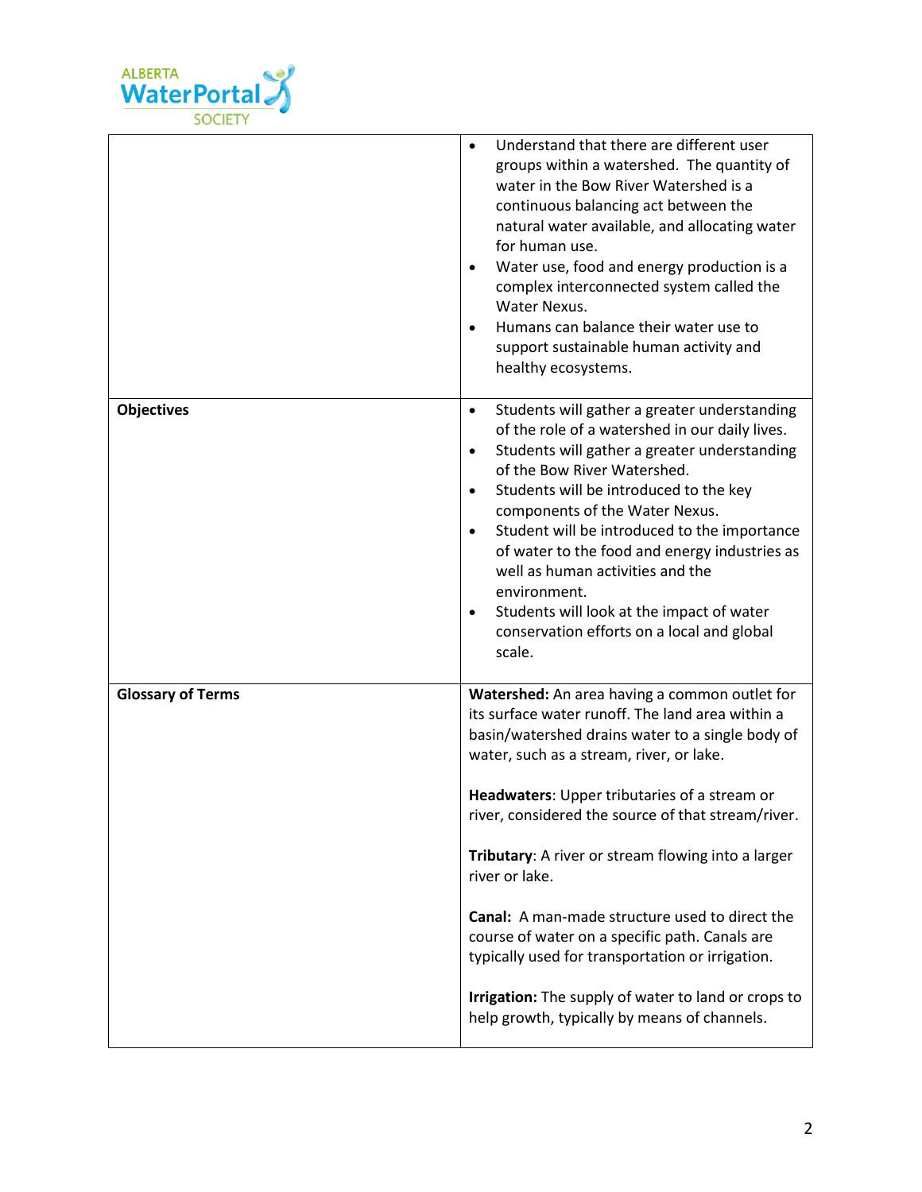| | |
|---|---|
| | • Understand that there are different user groups within a watershed. The quantity of water in the Bow River Watershed is a continuous balancing act between the natural water available, and allocating water for human use.<br>• Water use, food and energy production is a complex interconnected system called the Water Nexus.<br>• Humans can balance their water use to support sustainable human activity and healthy ecosystems. |
| **Objectives** | • Students will gather a greater understanding of the role of a watershed in our daily lives.<br>• Students will gather a greater understanding of the Bow River Watershed.<br>• Students will be introduced to the key components of the Water Nexus.<br>• Student will be introduced to the importance of water to the food and energy industries as well as human activities and the environment.<br>• Students will look at the impact of water conservation efforts on a local and global scale. |
| **Glossary of Terms** | **Watershed:** An area having a common outlet for its surface water runoff. The land area within a basin/watershed drains water to a single body of water, such as a stream, river, or lake.<br><br>**Headwaters**: Upper tributaries of a stream or river, considered the source of that stream/river.<br><br>**Tributary**: A river or stream flowing into a larger river or lake.<br><br>**Canal:** A man-made structure used to direct the course of water on a specific path. Canals are typically used for transportation or irrigation.<br><br>**Irrigation:** The supply of water to land or crops to help growth, typically by means of channels. |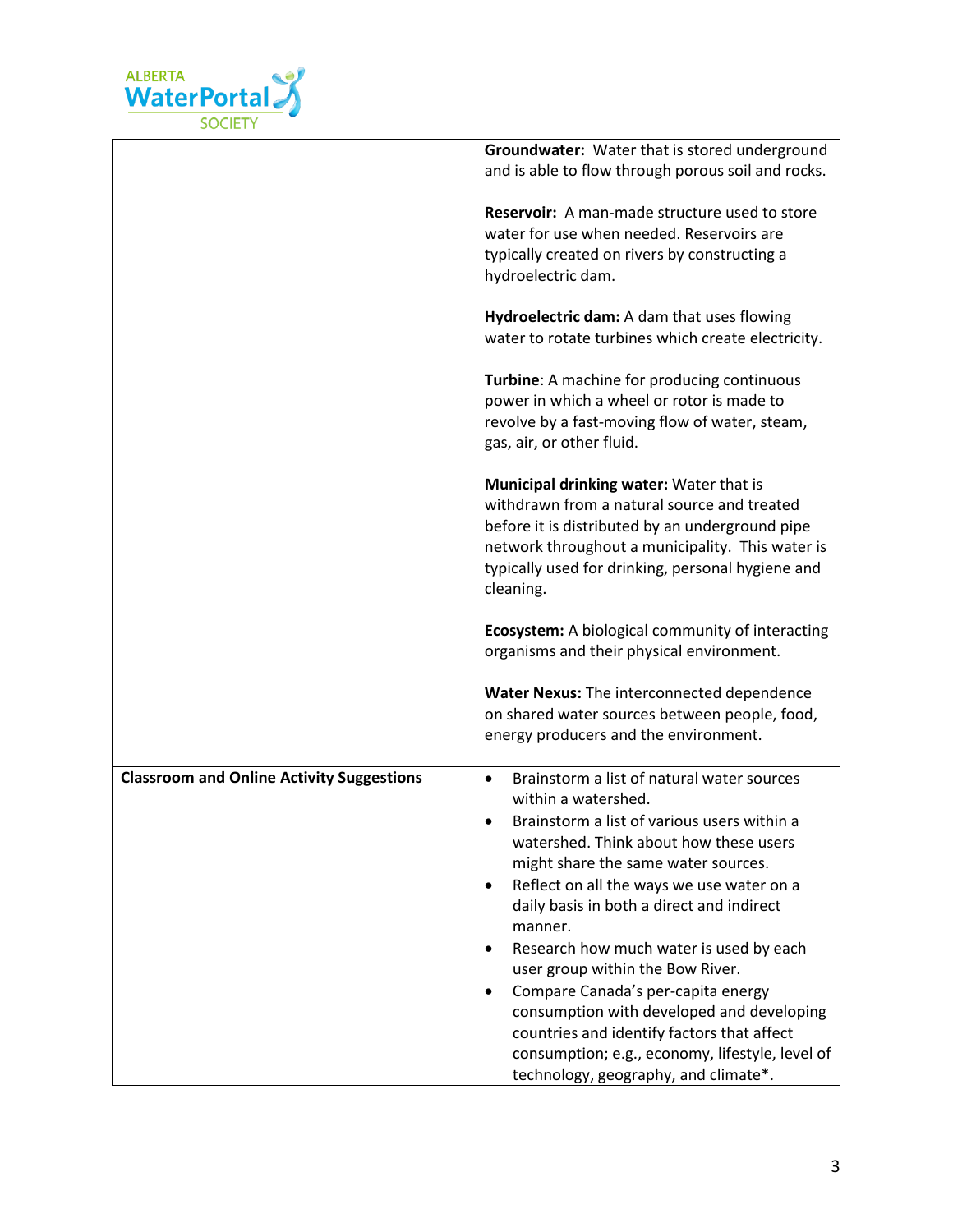| | |
|---|---|
| | **Groundwater:** Water that is stored underground and is able to flow through porous soil and rocks.<br><br>**Reservoir:** A man-made structure used to store water for use when needed. Reservoirs are typically created on rivers by constructing a hydroelectric dam.<br><br>**Hydroelectric dam:** A dam that uses flowing water to rotate turbines which create electricity.<br><br>**Turbine**: A machine for producing continuous power in which a wheel or rotor is made to revolve by a fast-moving flow of water, steam, gas, air, or other fluid.<br><br>**Municipal drinking water:** Water that is withdrawn from a natural source and treated before it is distributed by an underground pipe network throughout a municipality. This water is typically used for drinking, personal hygiene and cleaning.<br><br>**Ecosystem:** A biological community of interacting organisms and their physical environment.<br><br>**Water Nexus:** The interconnected dependence on shared water sources between people, food, energy producers and the environment. |
| **Classroom and Online Activity Suggestions** | • Brainstorm a list of natural water sources within a watershed.<br>• Brainstorm a list of various users within a watershed. Think about how these users might share the same water sources.<br>• Reflect on all the ways we use water on a daily basis in both a direct and indirect manner.<br>• Research how much water is used by each user group within the Bow River.<br>• Compare Canada's per-capita energy consumption with developed and developing countries and identify factors that affect consumption; e.g., economy, lifestyle, level of technology, geography, and climate*. |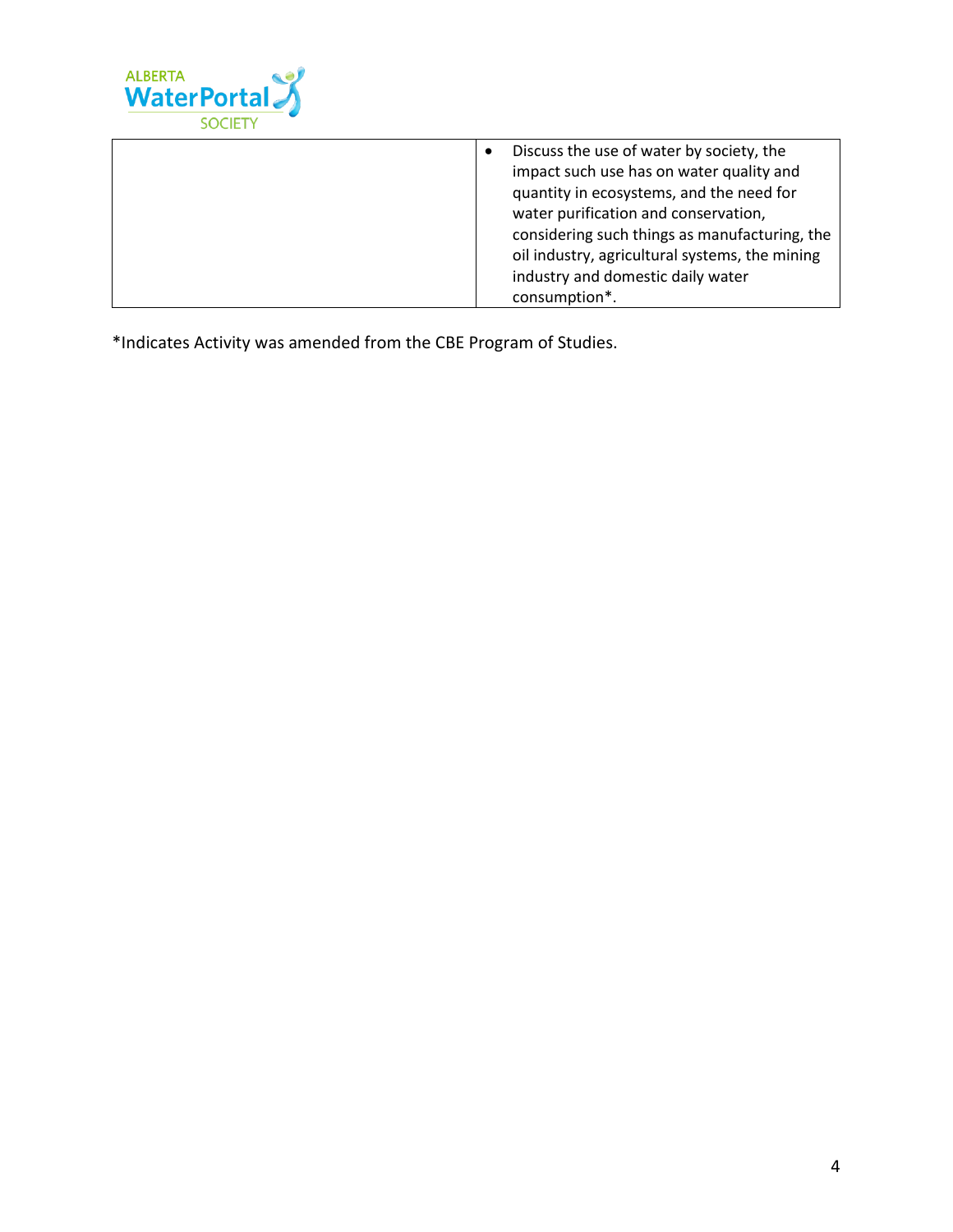| | |
|---|---|
| | • Discuss the use of water by society, the impact such use has on water quality and quantity in ecosystems, and the need for water purification and conservation, considering such things as manufacturing, the oil industry, agricultural systems, the mining industry and domestic daily water consumption*. |

*Indicates Activity was amended from the CBE Program of Studies.